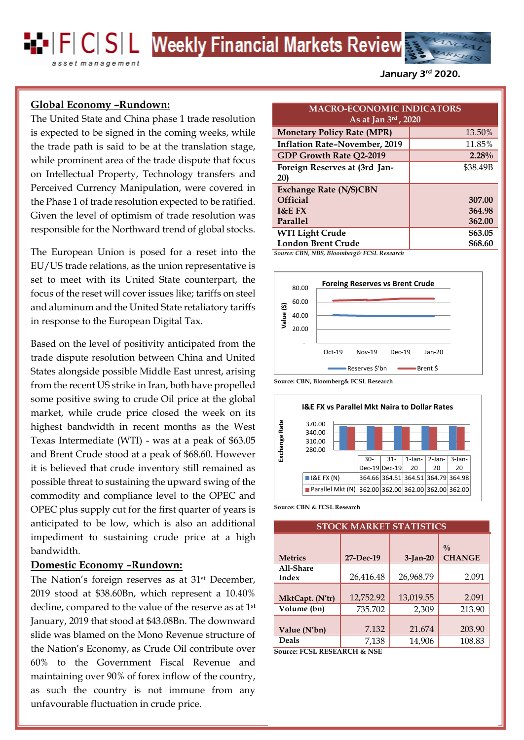# Weekly Financial Markets Review

FCSL asset management

January 3rd 2020.

## Global Economy –Rundown:

The United State and China phase 1 trade resolution is expected to be signed in the coming weeks, while the trade path is said to be at the translation stage, while prominent area of the trade dispute that focus on Intellectual Property, Technology transfers and Perceived Currency Manipulation, were covered in the Phase 1 of trade resolution expected to be ratified. Given the level of optimism of trade resolution was responsible for the Northward trend of global stocks.

The European Union is posed for a reset into the EU/US trade relations, as the union representative is set to meet with its United State counterpart, the focus of the reset will cover issues like; tariffs on steel and aluminum and the United State retaliatory tariffs in response to the European Digital Tax.

Based on the level of positivity anticipated from the trade dispute resolution between China and United States alongside possible Middle East unrest, arising from the recent US strike in Iran, both have propelled some positive swing to crude Oil price at the global market, while crude price closed the week on its highest bandwidth in recent months as the West Texas Intermediate (WTI) - was at a peak of $63.05 and Brent Crude stood at a peak of $68.60. However it is believed that crude inventory still remained as possible threat to sustaining the upward swing of the commodity and compliance level to the OPEC and OPEC plus supply cut for the first quarter of years is anticipated to be low, which is also an additional impediment to sustaining crude price at a high bandwidth.

## Domestic Economy –Rundown:

The Nation's foreign reserves as at 31st December, 2019 stood at $38.60Bn, which represent a 10.40% decline, compared to the value of the reserve as at 1st January, 2019 that stood at $43.08Bn. The downward slide was blamed on the Mono Revenue structure of the Nation's Economy, as Crude Oil contribute over 60% to the Government Fiscal Revenue and maintaining over 90% of forex inflow of the country, as such the country is not immune from any unfavourable fluctuation in crude price.

| MACRO-ECONOMIC INDICATORS As at Jan 3rd, 2020 | |
|---|---|
| Monetary Policy Rate (MPR) | 13.50% |
| Inflation Rate–November, 2019 | 11.85% |
| GDP Growth Rate Q2-2019 | 2.28% |
| Foreign Reserves at (3rd Jan-20) | $38.49B |
| Exchange Rate (N/$)CBN | |
| Official | 307.00 |
| I&E FX | 364.98 |
| Parallel | 362.00 |
| WTI Light Crude | $63.05 |
| London Brent Crude | $68.60 |

*Source: CBN, NBS, Bloomberg& FCSL Research*

**Foreing Reserves vs Brent Crude**

Source: CBN, Bloomberg& FCSL Research

**I&E FX vs Parallel Mkt Naira to Dollar Rates**

| | 30-Dec-19 | 31-Dec-19 | 1-Jan-20 | 2-Jan-20 | 3-Jan-20 |
|---|---|---|---|---|---|
| I&E FX (N) | 364.66 | 364.51 | 364.51 | 364.79 | 364.98 |
| Parallel Mkt (N) | 362.00 | 362.00 | 362.00 | 362.00 | 362.00 |

Source: CBN & FCSL Research

| STOCK MARKET STATISTICS | | | |
|---|---|---|---|
| Metrics | 27-Dec-19 | 3-Jan-20 | % CHANGE |
| All-Share Index | 26,416.48 | 26,968.79 | 2.091 |
| MktCapt. (N'tr) | 12,752.92 | 13,019.55 | 2.091 |
| Volume (bn) | 735.702 | 2,309 | 213.90 |
| Value (N'bn) | 7.132 | 21.674 | 203.90 |
| Deals | 7,138 | 14,906 | 108.83 |

Source: FCSL RESEARCH & NSE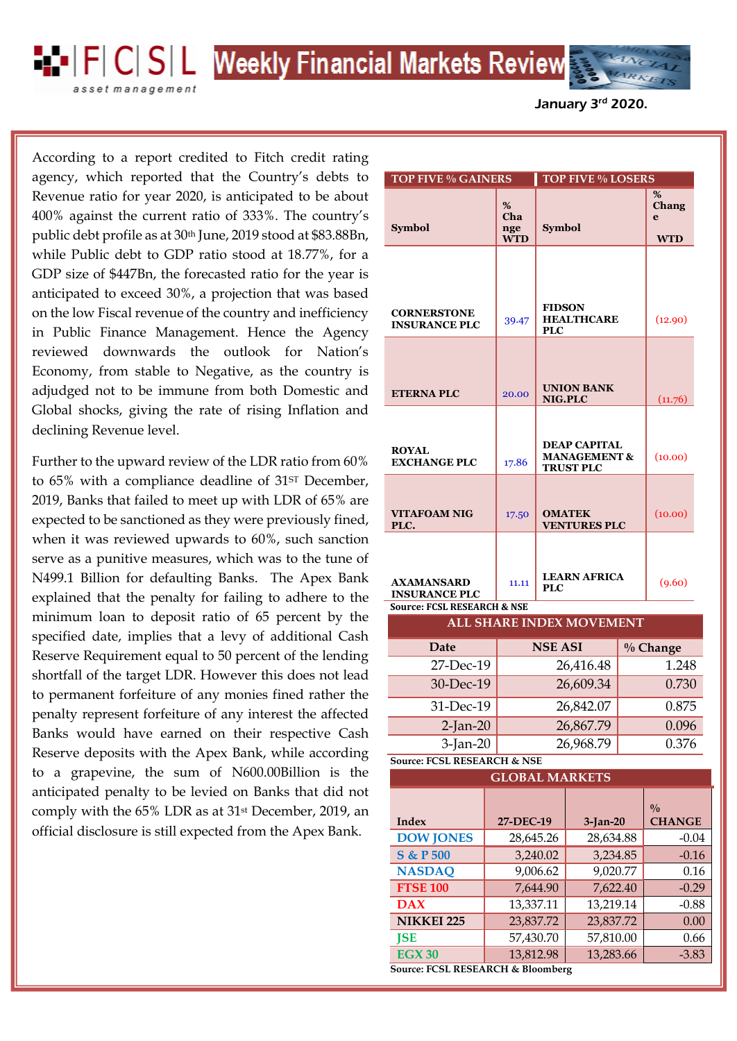# Weekly Financial Markets Review

January 3rd 2020.

According to a report credited to Fitch credit rating agency, which reported that the Country's debts to Revenue ratio for year 2020, is anticipated to be about 400% against the current ratio of 333%. The country's public debt profile as at 30th June, 2019 stood at $83.88Bn, while Public debt to GDP ratio stood at 18.77%, for a GDP size of $447Bn, the forecasted ratio for the year is anticipated to exceed 30%, a projection that was based on the low Fiscal revenue of the country and inefficiency in Public Finance Management. Hence the Agency reviewed downwards the outlook for Nation's Economy, from stable to Negative, as the country is adjudged not to be immune from both Domestic and Global shocks, giving the rate of rising Inflation and declining Revenue level.

Further to the upward review of the LDR ratio from 60% to 65% with a compliance deadline of 31ST December, 2019, Banks that failed to meet up with LDR of 65% are expected to be sanctioned as they were previously fined, when it was reviewed upwards to 60%, such sanction serve as a punitive measures, which was to the tune of N499.1 Billion for defaulting Banks. The Apex Bank explained that the penalty for failing to adhere to the minimum loan to deposit ratio of 65 percent by the specified date, implies that a levy of additional Cash Reserve Requirement equal to 50 percent of the lending shortfall of the target LDR. However this does not lead to permanent forfeiture of any monies fined rather the penalty represent forfeiture of any interest the affected Banks would have earned on their respective Cash Reserve deposits with the Apex Bank, while according to a grapevine, the sum of N600.00Billion is the anticipated penalty to be levied on Banks that did not comply with the 65% LDR as at 31st December, 2019, an official disclosure is still expected from the Apex Bank.

| TOP FIVE % GAINERS | | TOP FIVE % LOSERS | |
|---|---|---|---|
| Symbol | % Change WTD | Symbol | % Change WTD |
| CORNERSTONE INSURANCE PLC | 39.47 | FIDSON HEALTHCARE PLC | (12.90) |
| ETERNA PLC | 20.00 | UNION BANK NIG.PLC | (11.76) |
| ROYAL EXCHANGE PLC | 17.86 | DEAP CAPITAL MANAGEMENT & TRUST PLC | (10.00) |
| VITAFOAM NIG PLC. | 17.50 | OMATEK VENTURES PLC | (10.00) |
| AXAMANSARD INSURANCE PLC | 11.11 | LEARN AFRICA PLC | (9.60) |

Source: FCSL RESEARCH & NSE

**ALL SHARE INDEX MOVEMENT**

| Date | NSE ASI | % Change |
|---|---|---|
| 27-Dec-19 | 26,416.48 | 1.248 |
| 30-Dec-19 | 26,609.34 | 0.730 |
| 31-Dec-19 | 26,842.07 | 0.875 |
| 2-Jan-20 | 26,867.79 | 0.096 |
| 3-Jan-20 | 26,968.79 | 0.376 |

Source: FCSL RESEARCH & NSE

**GLOBAL MARKETS**

| Index | 27-DEC-19 | 3-Jan-20 | % CHANGE |
|---|---|---|---|
| DOW JONES | 28,645.26 | 28,634.88 | -0.04 |
| S & P 500 | 3,240.02 | 3,234.85 | -0.16 |
| NASDAQ | 9,006.62 | 9,020.77 | 0.16 |
| FTSE 100 | 7,644.90 | 7,622.40 | -0.29 |
| DAX | 13,337.11 | 13,219.14 | -0.88 |
| NIKKEI 225 | 23,837.72 | 23,837.72 | 0.00 |
| JSE | 57,430.70 | 57,810.00 | 0.66 |
| EGX 30 | 13,812.98 | 13,283.66 | -3.83 |

Source: FCSL RESEARCH & Bloomberg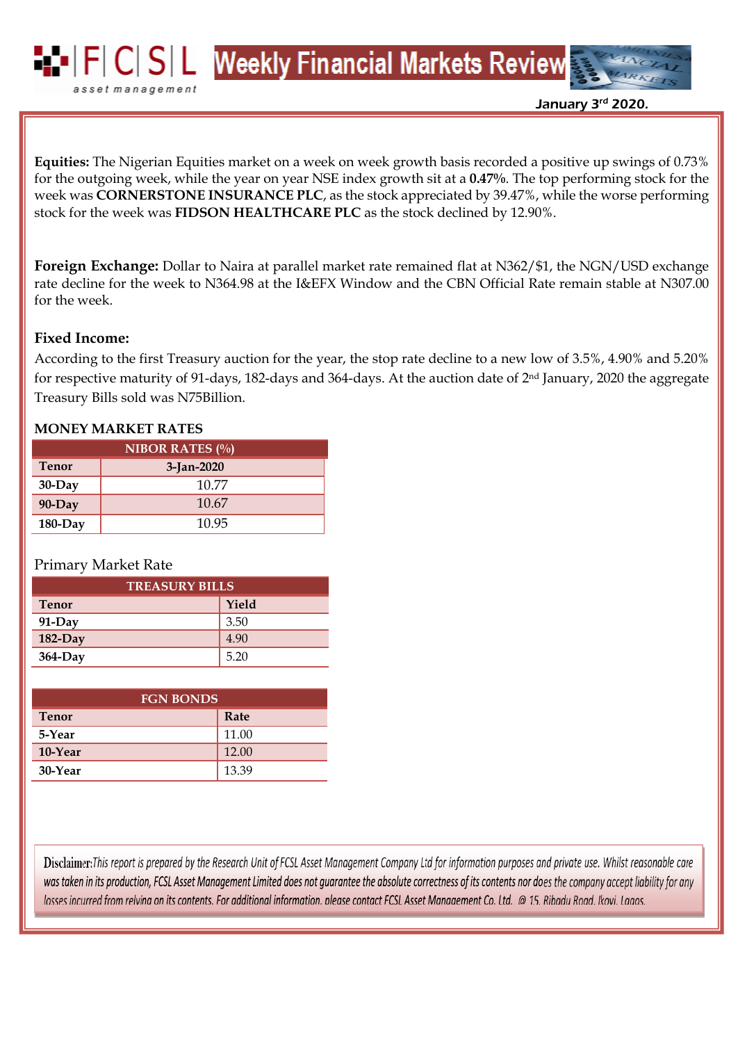# FCSL asset management — Weekly Financial Markets Review

January 3rd 2020.

**Equities:** The Nigerian Equities market on a week on week growth basis recorded a positive up swings of 0.73% for the outgoing week, while the year on year NSE index growth sit at a **0.47%**. The top performing stock for the week was **CORNERSTONE INSURANCE PLC**, as the stock appreciated by 39.47%, while the worse performing stock for the week was **FIDSON HEALTHCARE PLC** as the stock declined by 12.90%.

**Foreign Exchange:** Dollar to Naira at parallel market rate remained flat at N362/$1, the NGN/USD exchange rate decline for the week to N364.98 at the I&EFX Window and the CBN Official Rate remain stable at N307.00 for the week.

**Fixed Income:**

According to the first Treasury auction for the year, the stop rate decline to a new low of 3.5%, 4.90% and 5.20% for respective maturity of 91-days, 182-days and 364-days. At the auction date of 2nd January, 2020 the aggregate Treasury Bills sold was N75Billion.

**MONEY MARKET RATES**

| NIBOR RATES (%) | |
|---|---|
| **Tenor** | **3-Jan-2020** |
| **30-Day** | 10.77 |
| **90-Day** | 10.67 |
| **180-Day** | 10.95 |

Primary Market Rate

| TREASURY BILLS | |
|---|---|
| **Tenor** | **Yield** |
| **91-Day** | 3.50 |
| **182-Day** | 4.90 |
| **364-Day** | 5.20 |

| FGN BONDS | |
|---|---|
| **Tenor** | **Rate** |
| **5-Year** | 11.00 |
| **10-Year** | 12.00 |
| **30-Year** | 13.39 |

Disclaimer: *This report is prepared by the Research Unit of FCSL Asset Management Company Ltd for information purposes and private use. Whilst reasonable care was taken in its production, FCSL Asset Management Limited does not guarantee the absolute correctness of its contents nor does the company accept liability for any losses incurred from relying on its contents. For additional information, please contact FCSL Asset Management Co. Ltd. @ 15, Ribadu Road, Ikoyi, Lagos.*